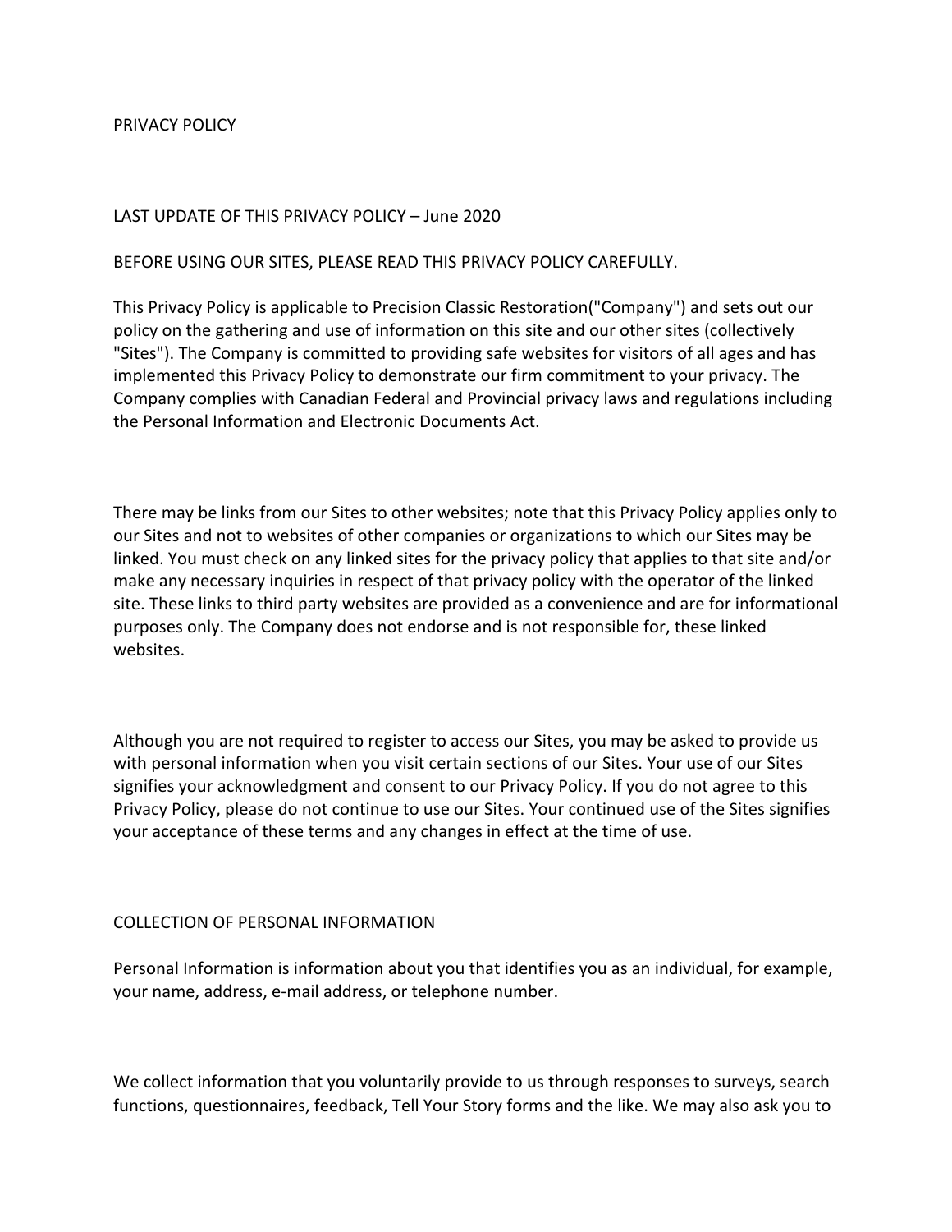# PRIVACY POLICY

LAST UPDATE OF THIS PRIVACY POLICY – June 2020

BEFORE USING OUR SITES, PLEASE READ THIS PRIVACY POLICY CAREFULLY.

This Privacy Policy is applicable to Precision Classic Restoration("Company") and sets out our policy on the gathering and use of information on this site and our other sites (collectively "Sites"). The Company is committed to providing safe websites for visitors of all ages and has implemented this Privacy Policy to demonstrate our firm commitment to your privacy. The Company complies with Canadian Federal and Provincial privacy laws and regulations including the Personal Information and Electronic Documents Act.

There may be links from our Sites to other websites; note that this Privacy Policy applies only to our Sites and not to websites of other companies or organizations to which our Sites may be linked. You must check on any linked sites for the privacy policy that applies to that site and/or make any necessary inquiries in respect of that privacy policy with the operator of the linked site. These links to third party websites are provided as a convenience and are for informational purposes only. The Company does not endorse and is not responsible for, these linked websites.

Although you are not required to register to access our Sites, you may be asked to provide us with personal information when you visit certain sections of our Sites. Your use of our Sites signifies your acknowledgment and consent to our Privacy Policy. If you do not agree to this Privacy Policy, please do not continue to use our Sites. Your continued use of the Sites signifies your acceptance of these terms and any changes in effect at the time of use.

## COLLECTION OF PERSONAL INFORMATION

Personal Information is information about you that identifies you as an individual, for example, your name, address, e-mail address, or telephone number.

We collect information that you voluntarily provide to us through responses to surveys, search functions, questionnaires, feedback, Tell Your Story forms and the like. We may also ask you to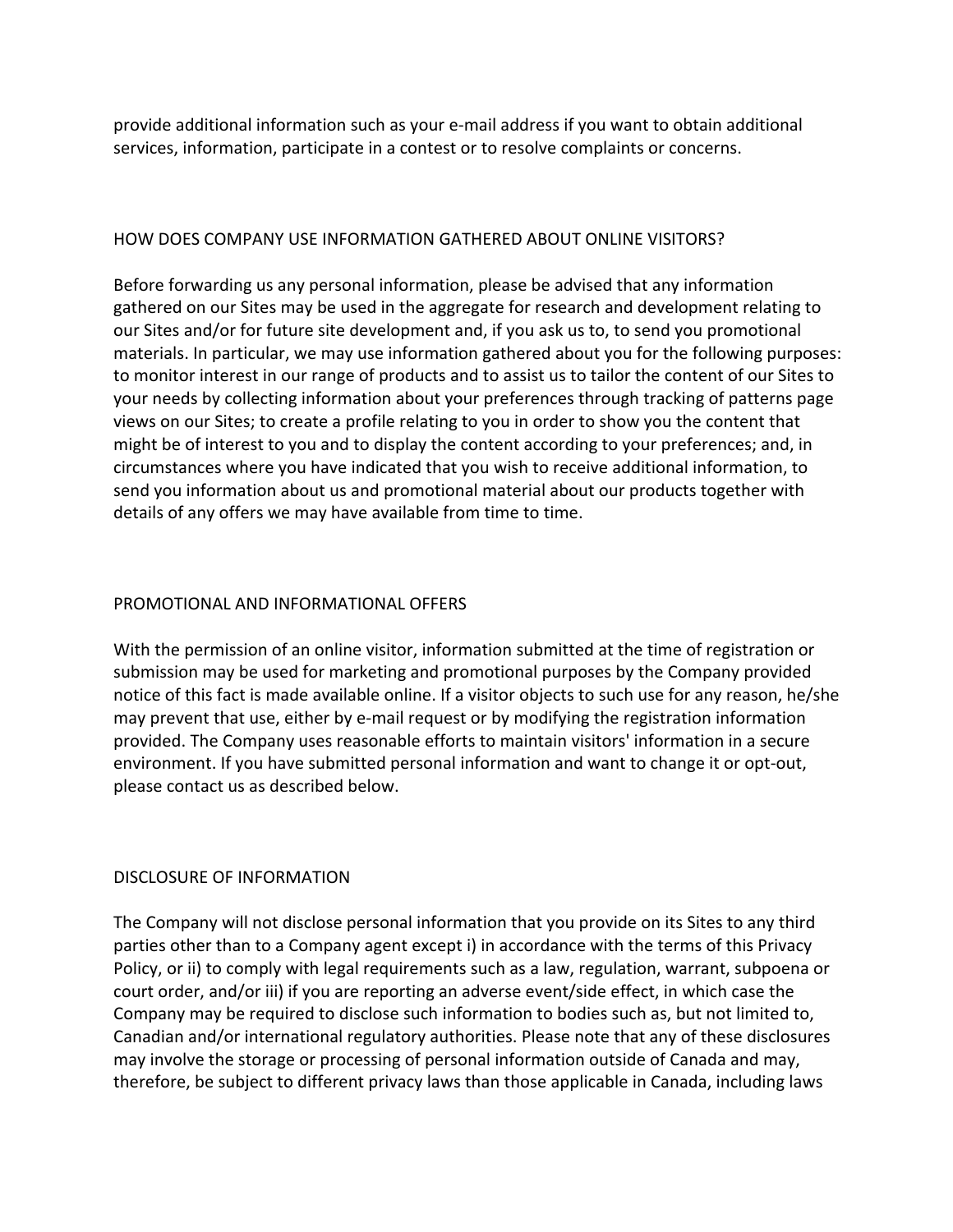provide additional information such as your e-mail address if you want to obtain additional services, information, participate in a contest or to resolve complaints or concerns.

## HOW DOES COMPANY USE INFORMATION GATHERED ABOUT ONLINE VISITORS?

Before forwarding us any personal information, please be advised that any information gathered on our Sites may be used in the aggregate for research and development relating to our Sites and/or for future site development and, if you ask us to, to send you promotional materials. In particular, we may use information gathered about you for the following purposes: to monitor interest in our range of products and to assist us to tailor the content of our Sites to your needs by collecting information about your preferences through tracking of patterns page views on our Sites; to create a profile relating to you in order to show you the content that might be of interest to you and to display the content according to your preferences; and, in circumstances where you have indicated that you wish to receive additional information, to send you information about us and promotional material about our products together with details of any offers we may have available from time to time.

## PROMOTIONAL AND INFORMATIONAL OFFERS

With the permission of an online visitor, information submitted at the time of registration or submission may be used for marketing and promotional purposes by the Company provided notice of this fact is made available online. If a visitor objects to such use for any reason, he/she may prevent that use, either by e-mail request or by modifying the registration information provided. The Company uses reasonable efforts to maintain visitors' information in a secure environment. If you have submitted personal information and want to change it or opt-out, please contact us as described below.

## DISCLOSURE OF INFORMATION

The Company will not disclose personal information that you provide on its Sites to any third parties other than to a Company agent except i) in accordance with the terms of this Privacy Policy, or ii) to comply with legal requirements such as a law, regulation, warrant, subpoena or court order, and/or iii) if you are reporting an adverse event/side effect, in which case the Company may be required to disclose such information to bodies such as, but not limited to, Canadian and/or international regulatory authorities. Please note that any of these disclosures may involve the storage or processing of personal information outside of Canada and may, therefore, be subject to different privacy laws than those applicable in Canada, including laws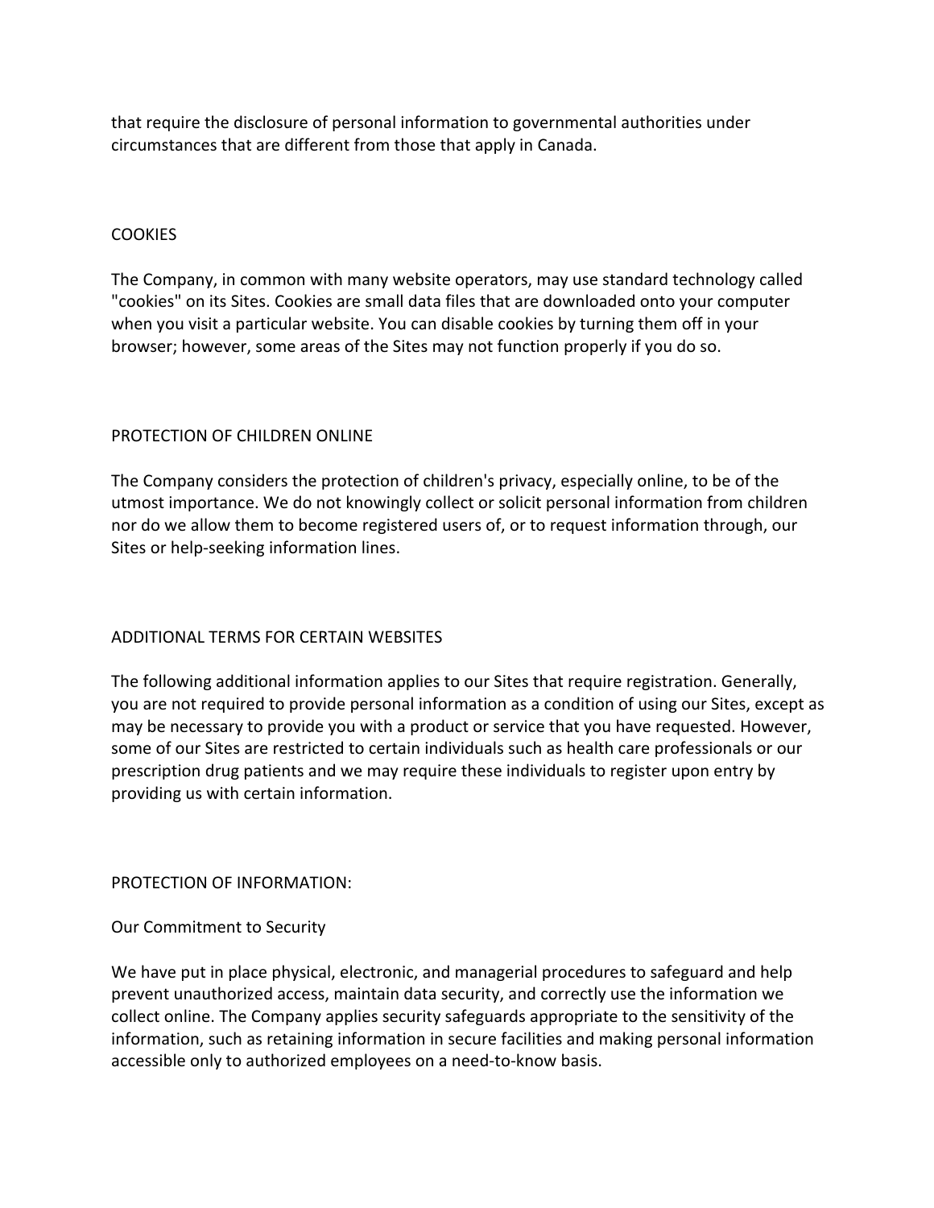that require the disclosure of personal information to governmental authorities under circumstances that are different from those that apply in Canada.

## COOKIES

The Company, in common with many website operators, may use standard technology called "cookies" on its Sites. Cookies are small data files that are downloaded onto your computer when you visit a particular website. You can disable cookies by turning them off in your browser; however, some areas of the Sites may not function properly if you do so.

## PROTECTION OF CHILDREN ONLINE

The Company considers the protection of children's privacy, especially online, to be of the utmost importance. We do not knowingly collect or solicit personal information from children nor do we allow them to become registered users of, or to request information through, our Sites or help-seeking information lines.

## ADDITIONAL TERMS FOR CERTAIN WEBSITES

The following additional information applies to our Sites that require registration. Generally, you are not required to provide personal information as a condition of using our Sites, except as may be necessary to provide you with a product or service that you have requested. However, some of our Sites are restricted to certain individuals such as health care professionals or our prescription drug patients and we may require these individuals to register upon entry by providing us with certain information.

## PROTECTION OF INFORMATION:

### Our Commitment to Security

We have put in place physical, electronic, and managerial procedures to safeguard and help prevent unauthorized access, maintain data security, and correctly use the information we collect online. The Company applies security safeguards appropriate to the sensitivity of the information, such as retaining information in secure facilities and making personal information accessible only to authorized employees on a need-to-know basis.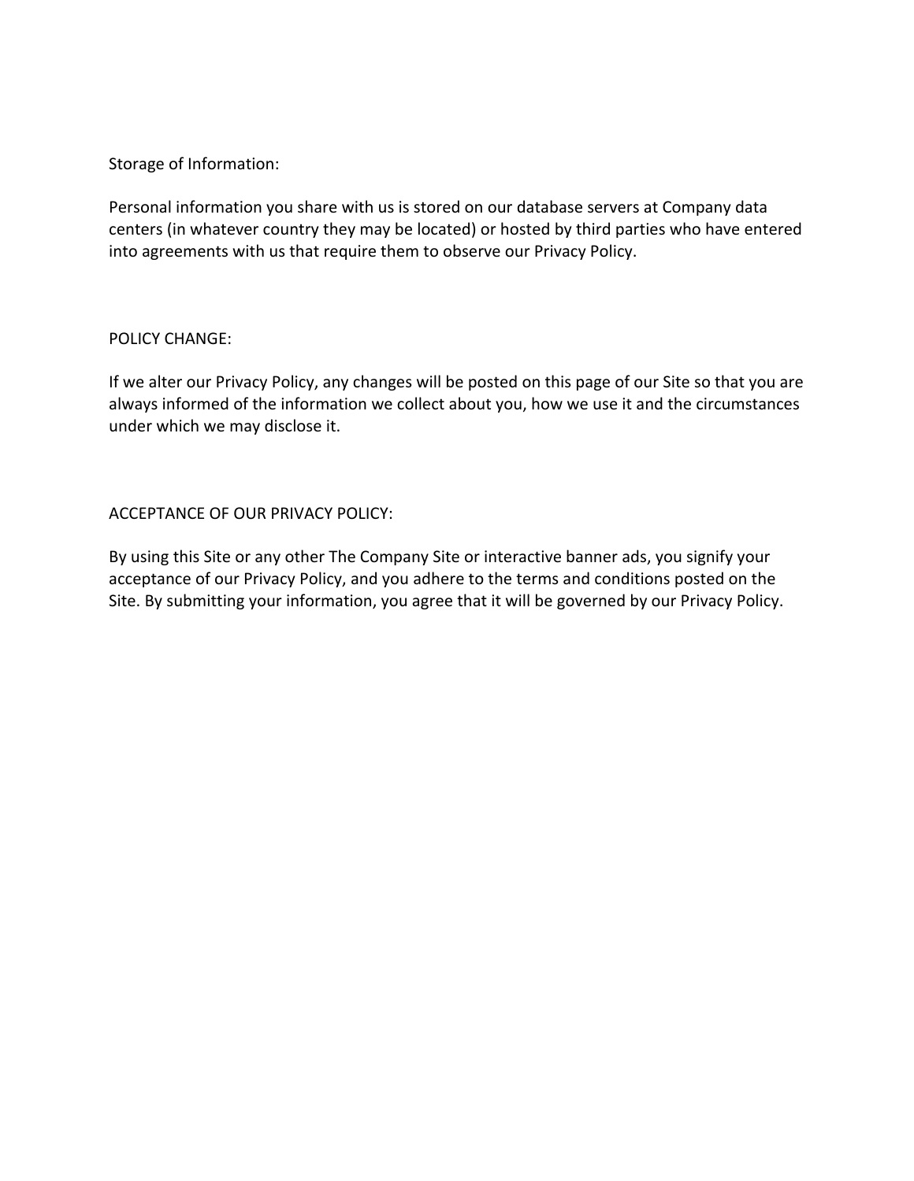Storage of Information:

Personal information you share with us is stored on our database servers at Company data centers (in whatever country they may be located) or hosted by third parties who have entered into agreements with us that require them to observe our Privacy Policy.

POLICY CHANGE:

If we alter our Privacy Policy, any changes will be posted on this page of our Site so that you are always informed of the information we collect about you, how we use it and the circumstances under which we may disclose it.

ACCEPTANCE OF OUR PRIVACY POLICY:

By using this Site or any other The Company Site or interactive banner ads, you signify your acceptance of our Privacy Policy, and you adhere to the terms and conditions posted on the Site. By submitting your information, you agree that it will be governed by our Privacy Policy.